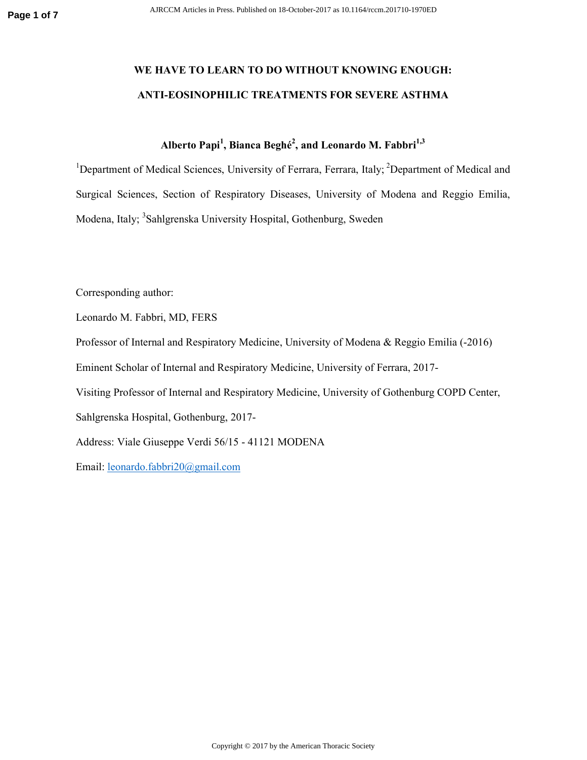# WE HAVE TO LEARN TO DO WITHOUT KNOWING ENOUGH: ANTI-EOSINOPHILIC TREATMENTS FOR SEVERE ASTHMA

**Alberto Papi[1], Bianca Beghé[2], and Leonardo M. Fabbri[1,3]**

[1]Department of Medical Sciences, University of Ferrara, Ferrara, Italy; [2]Department of Medical and Surgical Sciences, Section of Respiratory Diseases, University of Modena and Reggio Emilia, Modena, Italy; [3]Sahlgrenska University Hospital, Gothenburg, Sweden

Corresponding author:

Leonardo M. Fabbri, MD, FERS

Professor of Internal and Respiratory Medicine, University of Modena & Reggio Emilia (-2016)

Eminent Scholar of Internal and Respiratory Medicine, University of Ferrara, 2017-

Visiting Professor of Internal and Respiratory Medicine, University of Gothenburg COPD Center, Sahlgrenska Hospital, Gothenburg, 2017-

Address: Viale Giuseppe Verdi 56/15 - 41121 MODENA

Email: leonardo.fabbri20@gmail.com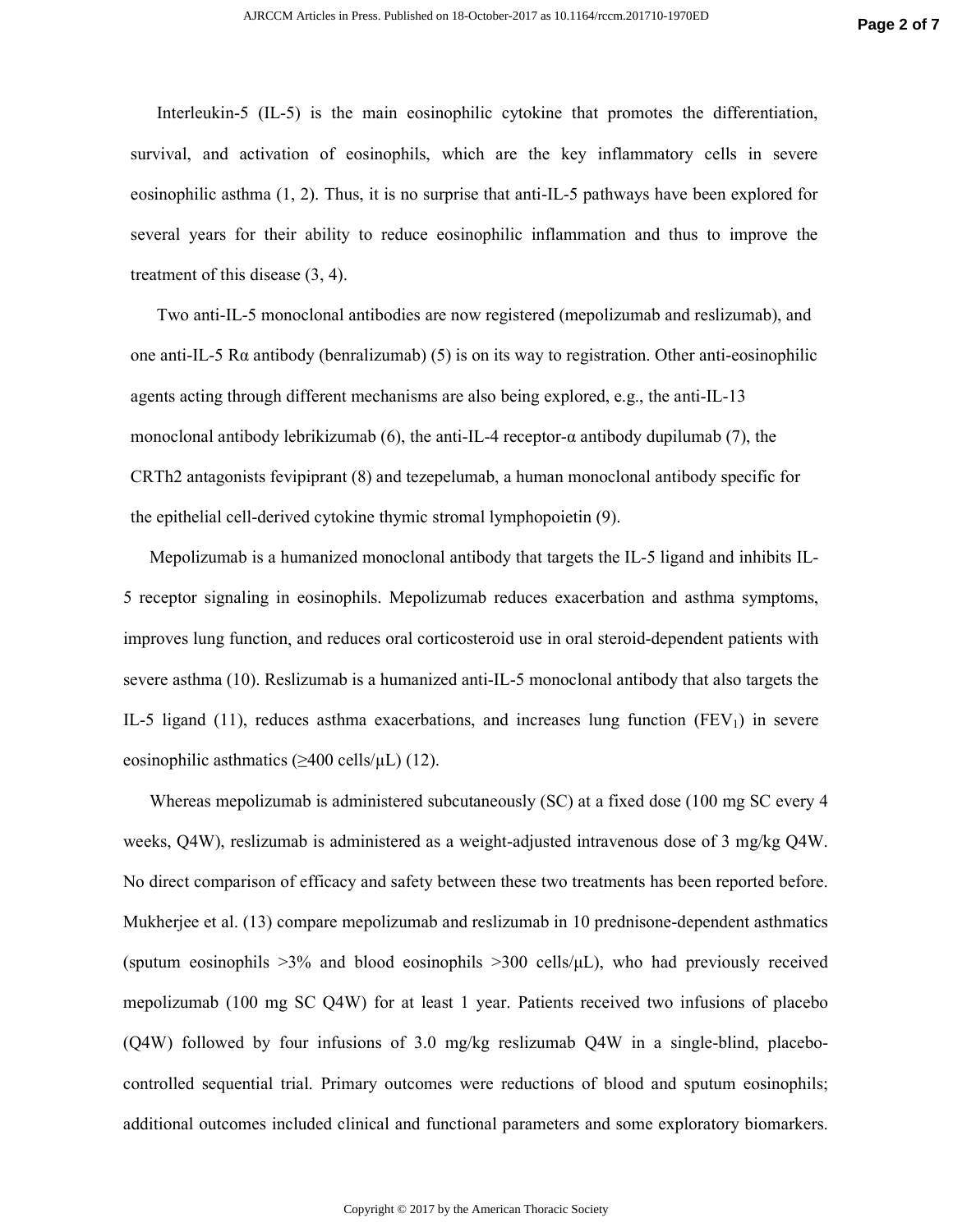Interleukin-5 (IL-5) is the main eosinophilic cytokine that promotes the differentiation, survival, and activation of eosinophils, which are the key inflammatory cells in severe eosinophilic asthma (1, 2). Thus, it is no surprise that anti-IL-5 pathways have been explored for several years for their ability to reduce eosinophilic inflammation and thus to improve the treatment of this disease (3, 4).

Two anti-IL-5 monoclonal antibodies are now registered (mepolizumab and reslizumab), and one anti-IL-5 Rα antibody (benralizumab) (5) is on its way to registration. Other anti-eosinophilic agents acting through different mechanisms are also being explored, e.g., the anti-IL-13 monoclonal antibody lebrikizumab (6), the anti-IL-4 receptor-α antibody dupilumab (7), the CRTh2 antagonists fevipiprant (8) and tezepelumab, a human monoclonal antibody specific for the epithelial cell-derived cytokine thymic stromal lymphopoietin (9).

Mepolizumab is a humanized monoclonal antibody that targets the IL-5 ligand and inhibits IL-5 receptor signaling in eosinophils. Mepolizumab reduces exacerbation and asthma symptoms, improves lung function, and reduces oral corticosteroid use in oral steroid-dependent patients with severe asthma (10). Reslizumab is a humanized anti-IL-5 monoclonal antibody that also targets the IL-5 ligand (11), reduces asthma exacerbations, and increases lung function ($FEV_1$) in severe eosinophilic asthmatics (≥400 cells/μL) (12).

Whereas mepolizumab is administered subcutaneously (SC) at a fixed dose (100 mg SC every 4 weeks, Q4W), reslizumab is administered as a weight-adjusted intravenous dose of 3 mg/kg Q4W. No direct comparison of efficacy and safety between these two treatments has been reported before. Mukherjee et al. (13) compare mepolizumab and reslizumab in 10 prednisone-dependent asthmatics (sputum eosinophils >3% and blood eosinophils >300 cells/μL), who had previously received mepolizumab (100 mg SC Q4W) for at least 1 year. Patients received two infusions of placebo (Q4W) followed by four infusions of 3.0 mg/kg reslizumab Q4W in a single-blind, placebo-controlled sequential trial. Primary outcomes were reductions of blood and sputum eosinophils; additional outcomes included clinical and functional parameters and some exploratory biomarkers.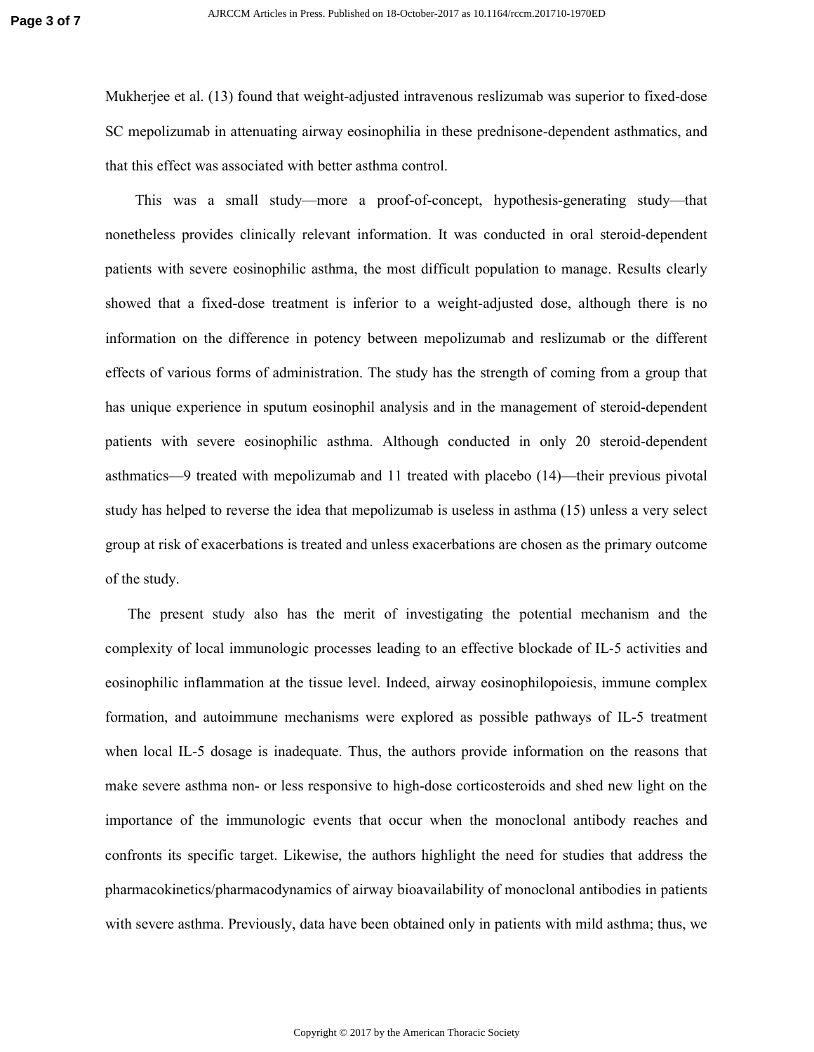Mukherjee et al. (13) found that weight-adjusted intravenous reslizumab was superior to fixed-dose SC mepolizumab in attenuating airway eosinophilia in these prednisone-dependent asthmatics, and that this effect was associated with better asthma control.

This was a small study—more a proof-of-concept, hypothesis-generating study—that nonetheless provides clinically relevant information. It was conducted in oral steroid-dependent patients with severe eosinophilic asthma, the most difficult population to manage. Results clearly showed that a fixed-dose treatment is inferior to a weight-adjusted dose, although there is no information on the difference in potency between mepolizumab and reslizumab or the different effects of various forms of administration. The study has the strength of coming from a group that has unique experience in sputum eosinophil analysis and in the management of steroid-dependent patients with severe eosinophilic asthma. Although conducted in only 20 steroid-dependent asthmatics—9 treated with mepolizumab and 11 treated with placebo (14)—their previous pivotal study has helped to reverse the idea that mepolizumab is useless in asthma (15) unless a very select group at risk of exacerbations is treated and unless exacerbations are chosen as the primary outcome of the study.

The present study also has the merit of investigating the potential mechanism and the complexity of local immunologic processes leading to an effective blockade of IL-5 activities and eosinophilic inflammation at the tissue level. Indeed, airway eosinophilopoiesis, immune complex formation, and autoimmune mechanisms were explored as possible pathways of IL-5 treatment when local IL-5 dosage is inadequate. Thus, the authors provide information on the reasons that make severe asthma non- or less responsive to high-dose corticosteroids and shed new light on the importance of the immunologic events that occur when the monoclonal antibody reaches and confronts its specific target. Likewise, the authors highlight the need for studies that address the pharmacokinetics/pharmacodynamics of airway bioavailability of monoclonal antibodies in patients with severe asthma. Previously, data have been obtained only in patients with mild asthma; thus, we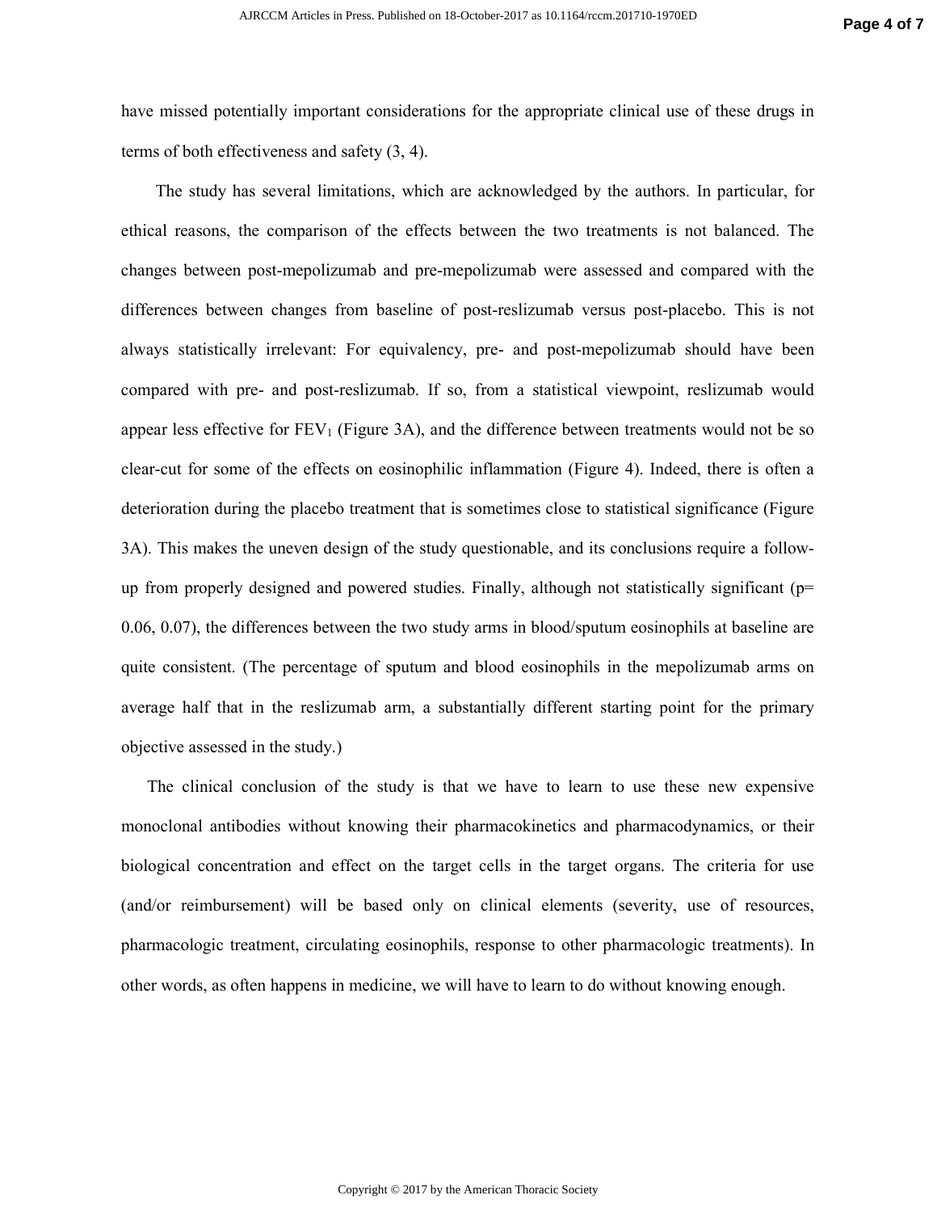have missed potentially important considerations for the appropriate clinical use of these drugs in terms of both effectiveness and safety (3, 4).

The study has several limitations, which are acknowledged by the authors. In particular, for ethical reasons, the comparison of the effects between the two treatments is not balanced. The changes between post-mepolizumab and pre-mepolizumab were assessed and compared with the differences between changes from baseline of post-reslizumab versus post-placebo. This is not always statistically irrelevant: For equivalency, pre- and post-mepolizumab should have been compared with pre- and post-reslizumab. If so, from a statistical viewpoint, reslizumab would appear less effective for $FEV_1$ (Figure 3A), and the difference between treatments would not be so clear-cut for some of the effects on eosinophilic inflammation (Figure 4). Indeed, there is often a deterioration during the placebo treatment that is sometimes close to statistical significance (Figure 3A). This makes the uneven design of the study questionable, and its conclusions require a follow-up from properly designed and powered studies. Finally, although not statistically significant ($p= 0.06, 0.07$), the differences between the two study arms in blood/sputum eosinophils at baseline are quite consistent. (The percentage of sputum and blood eosinophils in the mepolizumab arms on average half that in the reslizumab arm, a substantially different starting point for the primary objective assessed in the study.)

The clinical conclusion of the study is that we have to learn to use these new expensive monoclonal antibodies without knowing their pharmacokinetics and pharmacodynamics, or their biological concentration and effect on the target cells in the target organs. The criteria for use (and/or reimbursement) will be based only on clinical elements (severity, use of resources, pharmacologic treatment, circulating eosinophils, response to other pharmacologic treatments). In other words, as often happens in medicine, we will have to learn to do without knowing enough.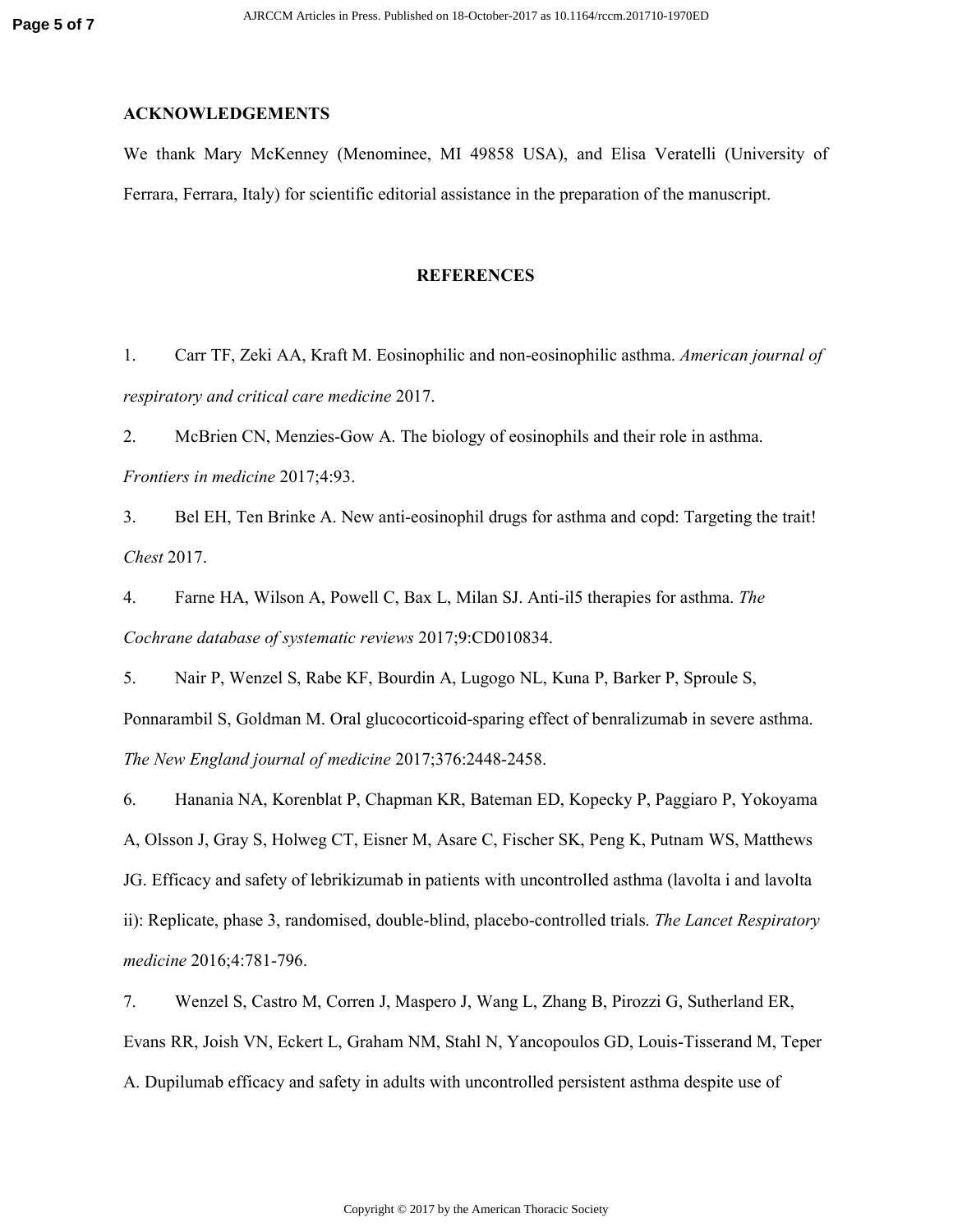## ACKNOWLEDGEMENTS

We thank Mary McKenney (Menominee, MI 49858 USA), and Elisa Veratelli (University of Ferrara, Ferrara, Italy) for scientific editorial assistance in the preparation of the manuscript.

## REFERENCES

1. Carr TF, Zeki AA, Kraft M. Eosinophilic and non-eosinophilic asthma. *American journal of respiratory and critical care medicine* 2017.

2. McBrien CN, Menzies-Gow A. The biology of eosinophils and their role in asthma. *Frontiers in medicine* 2017;4:93.

3. Bel EH, Ten Brinke A. New anti-eosinophil drugs for asthma and copd: Targeting the trait! *Chest* 2017.

4. Farne HA, Wilson A, Powell C, Bax L, Milan SJ. Anti-il5 therapies for asthma. *The Cochrane database of systematic reviews* 2017;9:CD010834.

5. Nair P, Wenzel S, Rabe KF, Bourdin A, Lugogo NL, Kuna P, Barker P, Sproule S, Ponnarambil S, Goldman M. Oral glucocorticoid-sparing effect of benralizumab in severe asthma. *The New England journal of medicine* 2017;376:2448-2458.

6. Hanania NA, Korenblat P, Chapman KR, Bateman ED, Kopecky P, Paggiaro P, Yokoyama A, Olsson J, Gray S, Holweg CT, Eisner M, Asare C, Fischer SK, Peng K, Putnam WS, Matthews JG. Efficacy and safety of lebrikizumab in patients with uncontrolled asthma (lavolta i and lavolta ii): Replicate, phase 3, randomised, double-blind, placebo-controlled trials. *The Lancet Respiratory medicine* 2016;4:781-796.

7. Wenzel S, Castro M, Corren J, Maspero J, Wang L, Zhang B, Pirozzi G, Sutherland ER, Evans RR, Joish VN, Eckert L, Graham NM, Stahl N, Yancopoulos GD, Louis-Tisserand M, Teper A. Dupilumab efficacy and safety in adults with uncontrolled persistent asthma despite use of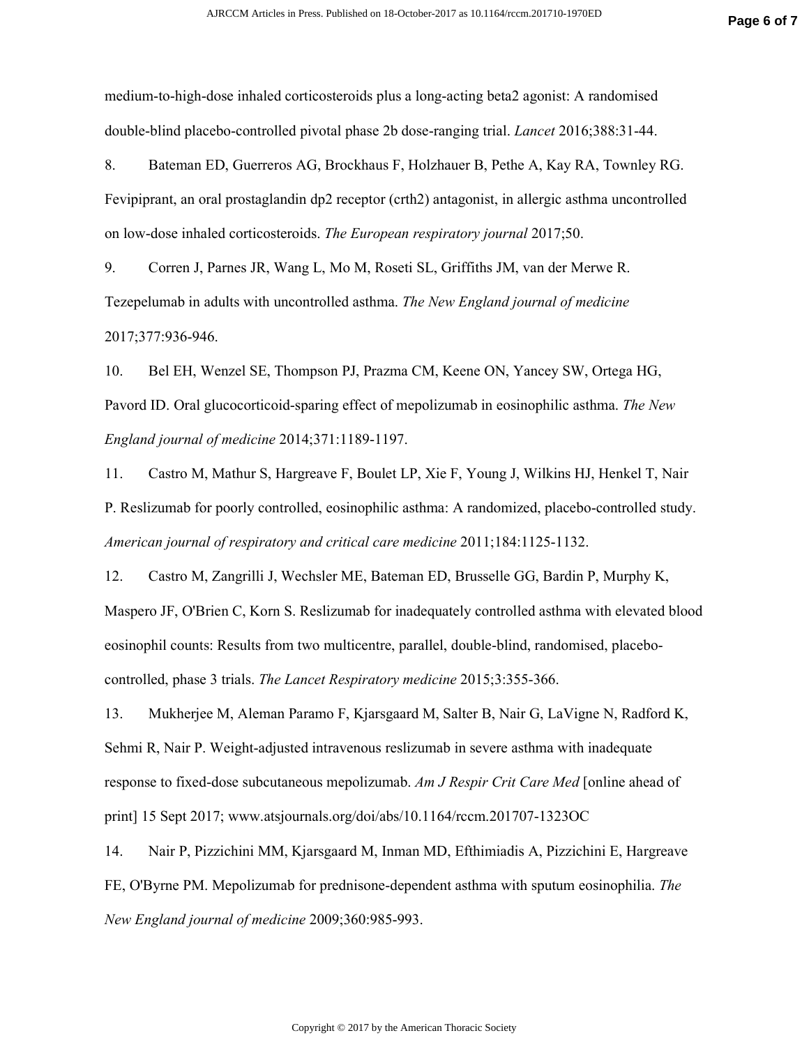medium-to-high-dose inhaled corticosteroids plus a long-acting beta2 agonist: A randomised double-blind placebo-controlled pivotal phase 2b dose-ranging trial. *Lancet* 2016;388:31-44.

8. Bateman ED, Guerreros AG, Brockhaus F, Holzhauer B, Pethe A, Kay RA, Townley RG. Fevipiprant, an oral prostaglandin dp2 receptor (crth2) antagonist, in allergic asthma uncontrolled on low-dose inhaled corticosteroids. *The European respiratory journal* 2017;50.

9. Corren J, Parnes JR, Wang L, Mo M, Roseti SL, Griffiths JM, van der Merwe R. Tezepelumab in adults with uncontrolled asthma. *The New England journal of medicine* 2017;377:936-946.

10. Bel EH, Wenzel SE, Thompson PJ, Prazma CM, Keene ON, Yancey SW, Ortega HG, Pavord ID. Oral glucocorticoid-sparing effect of mepolizumab in eosinophilic asthma. *The New England journal of medicine* 2014;371:1189-1197.

11. Castro M, Mathur S, Hargreave F, Boulet LP, Xie F, Young J, Wilkins HJ, Henkel T, Nair P. Reslizumab for poorly controlled, eosinophilic asthma: A randomized, placebo-controlled study. *American journal of respiratory and critical care medicine* 2011;184:1125-1132.

12. Castro M, Zangrilli J, Wechsler ME, Bateman ED, Brusselle GG, Bardin P, Murphy K, Maspero JF, O'Brien C, Korn S. Reslizumab for inadequately controlled asthma with elevated blood eosinophil counts: Results from two multicentre, parallel, double-blind, randomised, placebo-controlled, phase 3 trials. *The Lancet Respiratory medicine* 2015;3:355-366.

13. Mukherjee M, Aleman Paramo F, Kjarsgaard M, Salter B, Nair G, LaVigne N, Radford K, Sehmi R, Nair P. Weight-adjusted intravenous reslizumab in severe asthma with inadequate response to fixed-dose subcutaneous mepolizumab. *Am J Respir Crit Care Med* [online ahead of print] 15 Sept 2017; www.atsjournals.org/doi/abs/10.1164/rccm.201707-1323OC

14. Nair P, Pizzichini MM, Kjarsgaard M, Inman MD, Efthimiadis A, Pizzichini E, Hargreave FE, O'Byrne PM. Mepolizumab for prednisone-dependent asthma with sputum eosinophilia. *The New England journal of medicine* 2009;360:985-993.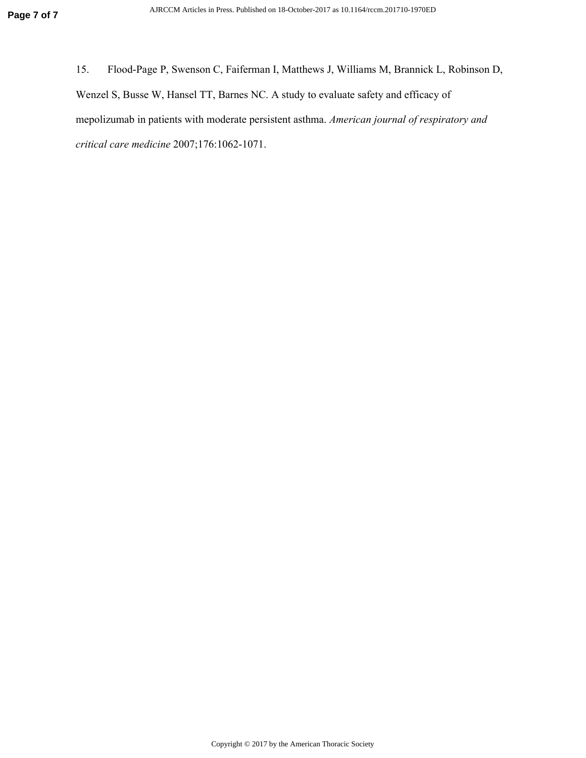15. Flood-Page P, Swenson C, Faiferman I, Matthews J, Williams M, Brannick L, Robinson D, Wenzel S, Busse W, Hansel TT, Barnes NC. A study to evaluate safety and efficacy of mepolizumab in patients with moderate persistent asthma. *American journal of respiratory and critical care medicine* 2007;176:1062-1071.